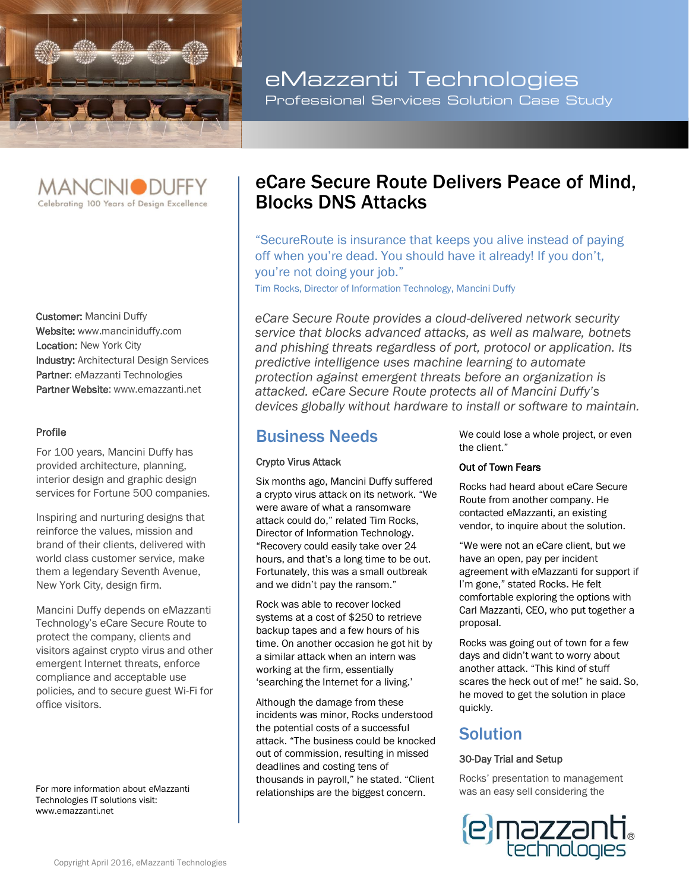# eMazzanti Technologies

Professional Services Solution Case Study

MANCINI DUFFY
Celebrating 100 Years of Design Excellence

**Customer:** Mancini Duffy
**Website:** www.manciniduffy.com
**Location:** New York City
**Industry:** Architectural Design Services
**Partner**: eMazzanti Technologies
**Partner Website**: www.emazzanti.net

### Profile

For 100 years, Mancini Duffy has provided architecture, planning, interior design and graphic design services for Fortune 500 companies.

Inspiring and nurturing designs that reinforce the values, mission and brand of their clients, delivered with world class customer service, make them a legendary Seventh Avenue, New York City, design firm.

Mancini Duffy depends on eMazzanti Technology's eCare Secure Route to protect the company, clients and visitors against crypto virus and other emergent Internet threats, enforce compliance and acceptable use policies, and to secure guest Wi-Fi for office visitors.

For more information about eMazzanti Technologies IT solutions visit: www.emazzanti.net

## eCare Secure Route Delivers Peace of Mind, Blocks DNS Attacks

"SecureRoute is insurance that keeps you alive instead of paying off when you're dead. You should have it already! If you don't, you're not doing your job."

Tim Rocks, Director of Information Technology, Mancini Duffy

*eCare Secure Route provides a cloud-delivered network security service that blocks advanced attacks, as well as malware, botnets and phishing threats regardless of port, protocol or application. Its predictive intelligence uses machine learning to automate protection against emergent threats before an organization is attacked. eCare Secure Route protects all of Mancini Duffy's devices globally without hardware to install or software to maintain.*

## Business Needs

### Crypto Virus Attack

Six months ago, Mancini Duffy suffered a crypto virus attack on its network. "We were aware of what a ransomware attack could do," related Tim Rocks, Director of Information Technology. "Recovery could easily take over 24 hours, and that's a long time to be out. Fortunately, this was a small outbreak and we didn't pay the ransom."

Rock was able to recover locked systems at a cost of $250 to retrieve backup tapes and a few hours of his time. On another occasion he got hit by a similar attack when an intern was working at the firm, essentially 'searching the Internet for a living.'

Although the damage from these incidents was minor, Rocks understood the potential costs of a successful attack. "The business could be knocked out of commission, resulting in missed deadlines and costing tens of thousands in payroll," he stated. "Client relationships are the biggest concern. We could lose a whole project, or even the client."

### Out of Town Fears

Rocks had heard about eCare Secure Route from another company. He contacted eMazzanti, an existing vendor, to inquire about the solution.

"We were not an eCare client, but we have an open, pay per incident agreement with eMazzanti for support if I'm gone," stated Rocks. He felt comfortable exploring the options with Carl Mazzanti, CEO, who put together a proposal.

Rocks was going out of town for a few days and didn't want to worry about another attack. "This kind of stuff scares the heck out of me!" he said. So, he moved to get the solution in place quickly.

## Solution

### 30-Day Trial and Setup

Rocks' presentation to management was an easy sell considering the

Copyright April 2016, eMazzanti Technologies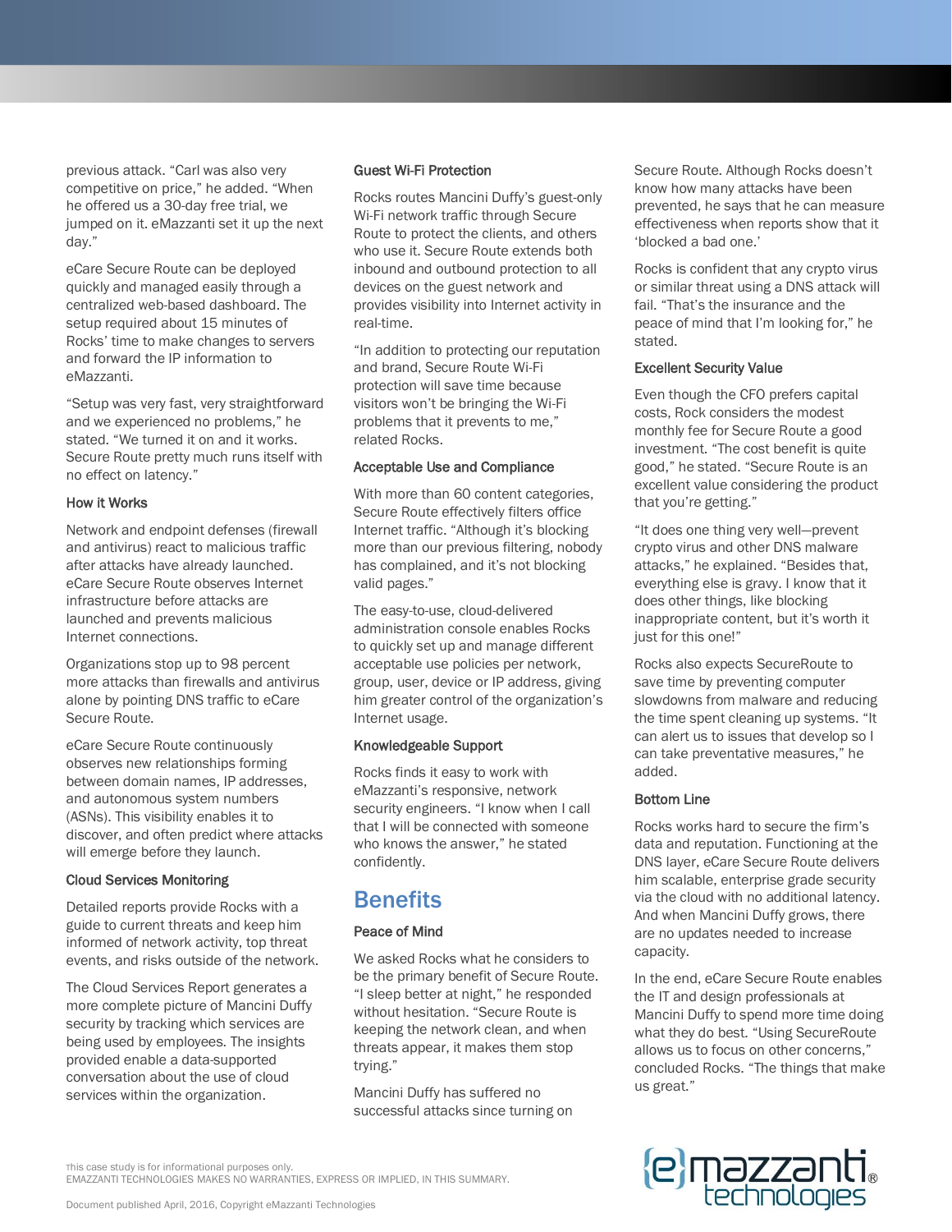previous attack. "Carl was also very competitive on price," he added. "When he offered us a 30-day free trial, we jumped on it. eMazzanti set it up the next day."

eCare Secure Route can be deployed quickly and managed easily through a centralized web-based dashboard. The setup required about 15 minutes of Rocks' time to make changes to servers and forward the IP information to eMazzanti.

"Setup was very fast, very straightforward and we experienced no problems," he stated. "We turned it on and it works. Secure Route pretty much runs itself with no effect on latency."

### How it Works

Network and endpoint defenses (firewall and antivirus) react to malicious traffic after attacks have already launched. eCare Secure Route observes Internet infrastructure before attacks are launched and prevents malicious Internet connections.

Organizations stop up to 98 percent more attacks than firewalls and antivirus alone by pointing DNS traffic to eCare Secure Route.

eCare Secure Route continuously observes new relationships forming between domain names, IP addresses, and autonomous system numbers (ASNs). This visibility enables it to discover, and often predict where attacks will emerge before they launch.

### Cloud Services Monitoring

Detailed reports provide Rocks with a guide to current threats and keep him informed of network activity, top threat events, and risks outside of the network.

The Cloud Services Report generates a more complete picture of Mancini Duffy security by tracking which services are being used by employees. The insights provided enable a data-supported conversation about the use of cloud services within the organization.

### Guest Wi-Fi Protection

Rocks routes Mancini Duffy's guest-only Wi-Fi network traffic through Secure Route to protect the clients, and others who use it. Secure Route extends both inbound and outbound protection to all devices on the guest network and provides visibility into Internet activity in real-time.

"In addition to protecting our reputation and brand, Secure Route Wi-Fi protection will save time because visitors won't be bringing the Wi-Fi problems that it prevents to me," related Rocks.

### Acceptable Use and Compliance

With more than 60 content categories, Secure Route effectively filters office Internet traffic. "Although it's blocking more than our previous filtering, nobody has complained, and it's not blocking valid pages."

The easy-to-use, cloud-delivered administration console enables Rocks to quickly set up and manage different acceptable use policies per network, group, user, device or IP address, giving him greater control of the organization's Internet usage.

### Knowledgeable Support

Rocks finds it easy to work with eMazzanti's responsive, network security engineers. "I know when I call that I will be connected with someone who knows the answer," he stated confidently.

## Benefits

### Peace of Mind

We asked Rocks what he considers to be the primary benefit of Secure Route. "I sleep better at night," he responded without hesitation. "Secure Route is keeping the network clean, and when threats appear, it makes them stop trying."

Mancini Duffy has suffered no successful attacks since turning on Secure Route. Although Rocks doesn't know how many attacks have been prevented, he says that he can measure effectiveness when reports show that it 'blocked a bad one.'

Rocks is confident that any crypto virus or similar threat using a DNS attack will fail. "That's the insurance and the peace of mind that I'm looking for," he stated.

### Excellent Security Value

Even though the CFO prefers capital costs, Rock considers the modest monthly fee for Secure Route a good investment. "The cost benefit is quite good," he stated. "Secure Route is an excellent value considering the product that you're getting."

"It does one thing very well—prevent crypto virus and other DNS malware attacks," he explained. "Besides that, everything else is gravy. I know that it does other things, like blocking inappropriate content, but it's worth it just for this one!"

Rocks also expects SecureRoute to save time by preventing computer slowdowns from malware and reducing the time spent cleaning up systems. "It can alert us to issues that develop so I can take preventative measures," he added.

### Bottom Line

Rocks works hard to secure the firm's data and reputation. Functioning at the DNS layer, eCare Secure Route delivers him scalable, enterprise grade security via the cloud with no additional latency. And when Mancini Duffy grows, there are no updates needed to increase capacity.

In the end, eCare Secure Route enables the IT and design professionals at Mancini Duffy to spend more time doing what they do best. "Using SecureRoute allows us to focus on other concerns," concluded Rocks. "The things that make us great."

This case study is for informational purposes only.
EMAZZANTI TECHNOLOGIES MAKES NO WARRANTIES, EXPRESS OR IMPLIED, IN THIS SUMMARY.

Document published April, 2016, Copyright eMazzanti Technologies

{e}mazzanti® technologies